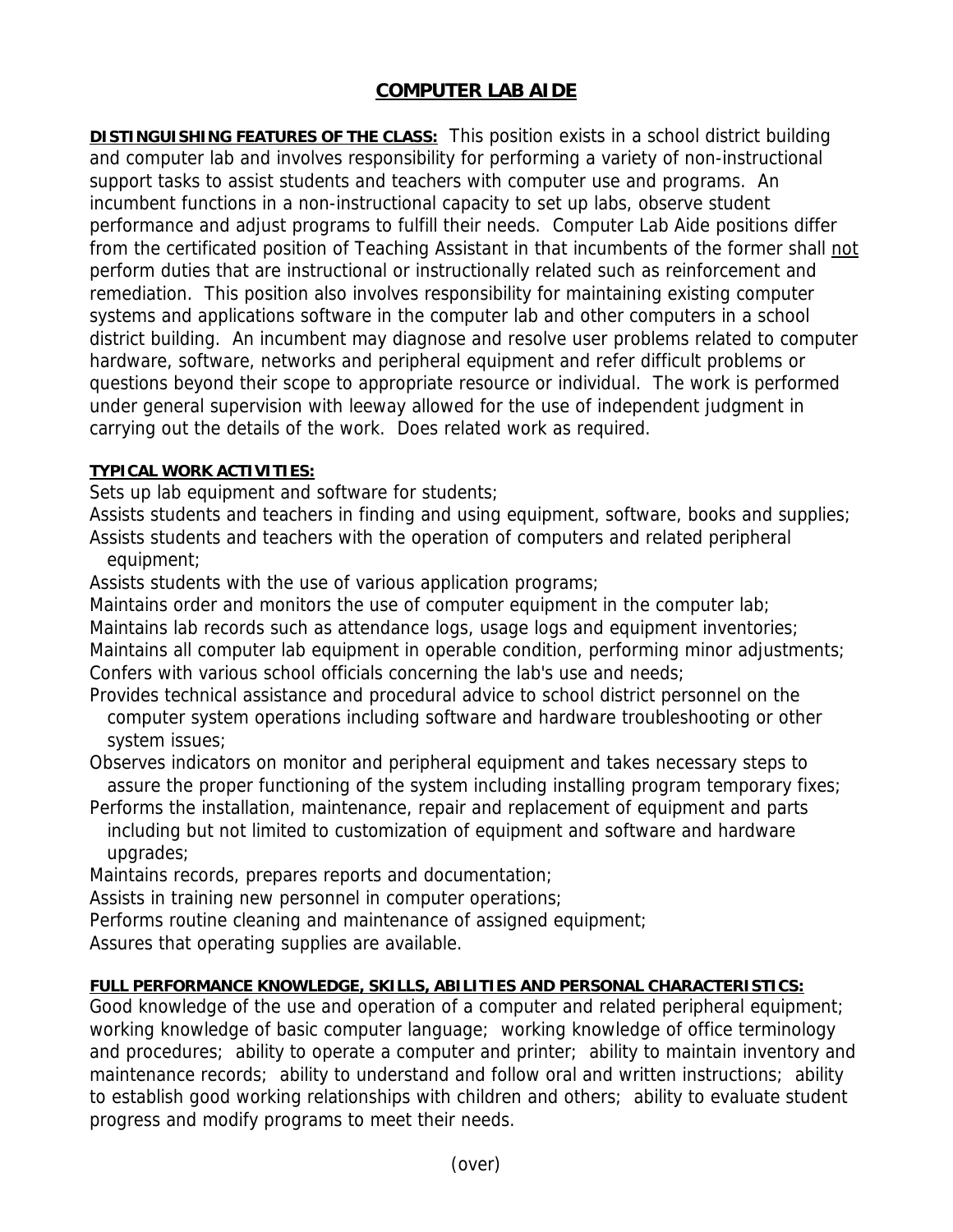# COMPUTER LAB AIDE

**DISTINGUISHING FEATURES OF THE CLASS:** This position exists in a school district building and computer lab and involves responsibility for performing a variety of non-instructional support tasks to assist students and teachers with computer use and programs. An incumbent functions in a non-instructional capacity to set up labs, observe student performance and adjust programs to fulfill their needs. Computer Lab Aide positions differ from the certificated position of Teaching Assistant in that incumbents of the former shall not perform duties that are instructional or instructionally related such as reinforcement and remediation. This position also involves responsibility for maintaining existing computer systems and applications software in the computer lab and other computers in a school district building. An incumbent may diagnose and resolve user problems related to computer hardware, software, networks and peripheral equipment and refer difficult problems or questions beyond their scope to appropriate resource or individual. The work is performed under general supervision with leeway allowed for the use of independent judgment in carrying out the details of the work. Does related work as required.

**TYPICAL WORK ACTIVITIES:**

Sets up lab equipment and software for students;
Assists students and teachers in finding and using equipment, software, books and supplies;
Assists students and teachers with the operation of computers and related peripheral equipment;
Assists students with the use of various application programs;
Maintains order and monitors the use of computer equipment in the computer lab;
Maintains lab records such as attendance logs, usage logs and equipment inventories;
Maintains all computer lab equipment in operable condition, performing minor adjustments;
Confers with various school officials concerning the lab's use and needs;
Provides technical assistance and procedural advice to school district personnel on the computer system operations including software and hardware troubleshooting or other system issues;
Observes indicators on monitor and peripheral equipment and takes necessary steps to assure the proper functioning of the system including installing program temporary fixes;
Performs the installation, maintenance, repair and replacement of equipment and parts including but not limited to customization of equipment and software and hardware upgrades;
Maintains records, prepares reports and documentation;
Assists in training new personnel in computer operations;
Performs routine cleaning and maintenance of assigned equipment;
Assures that operating supplies are available.

**FULL PERFORMANCE KNOWLEDGE, SKILLS, ABILITIES AND PERSONAL CHARACTERISTICS:**

Good knowledge of the use and operation of a computer and related peripheral equipment; working knowledge of basic computer language; working knowledge of office terminology and procedures; ability to operate a computer and printer; ability to maintain inventory and maintenance records; ability to understand and follow oral and written instructions; ability to establish good working relationships with children and others; ability to evaluate student progress and modify programs to meet their needs.

(over)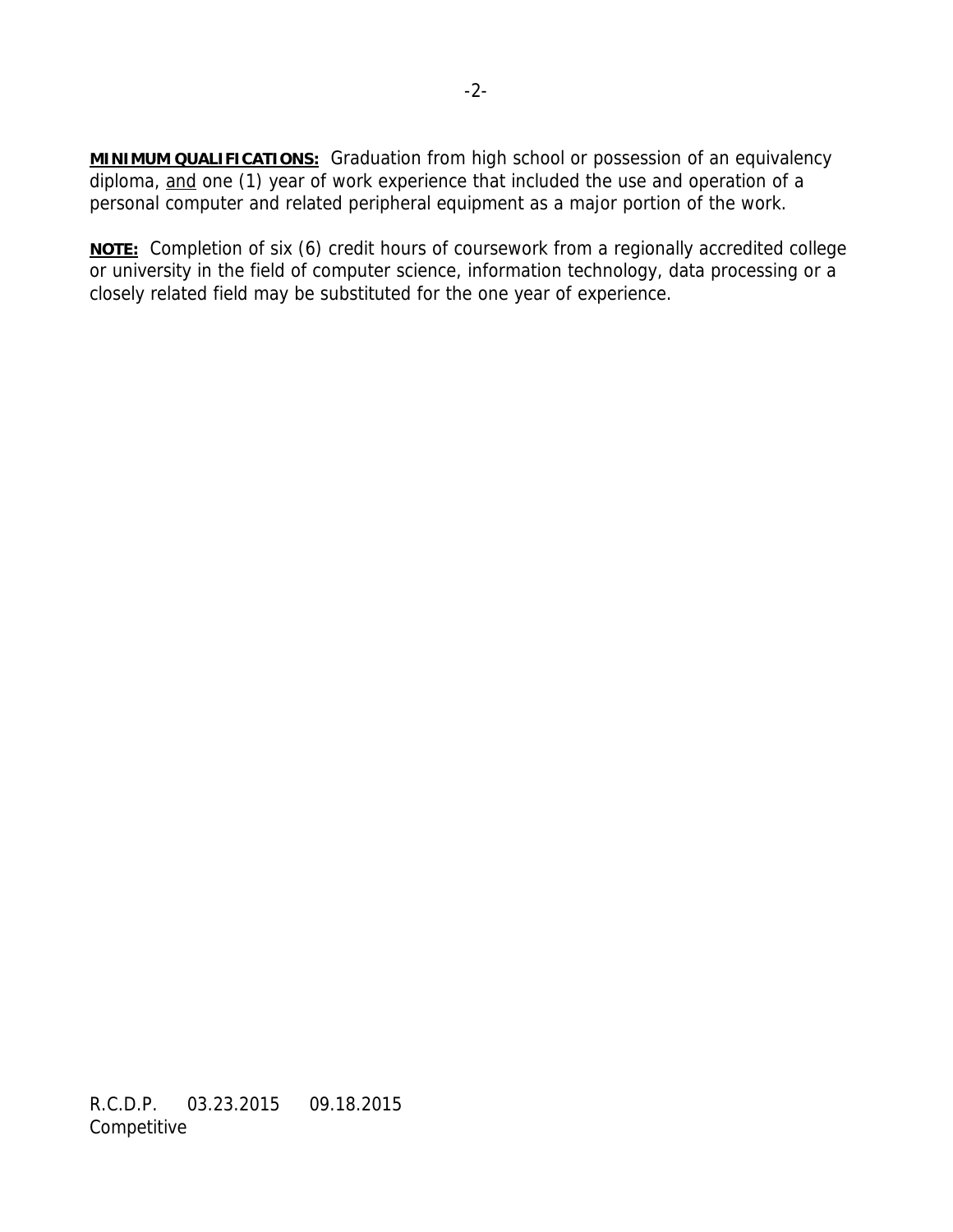**MINIMUM QUALIFICATIONS:** Graduation from high school or possession of an equivalency diploma, and one (1) year of work experience that included the use and operation of a personal computer and related peripheral equipment as a major portion of the work.

**NOTE:** Completion of six (6) credit hours of coursework from a regionally accredited college or university in the field of computer science, information technology, data processing or a closely related field may be substituted for the one year of experience.

R.C.D.P. 03.23.2015 09.18.2015
Competitive